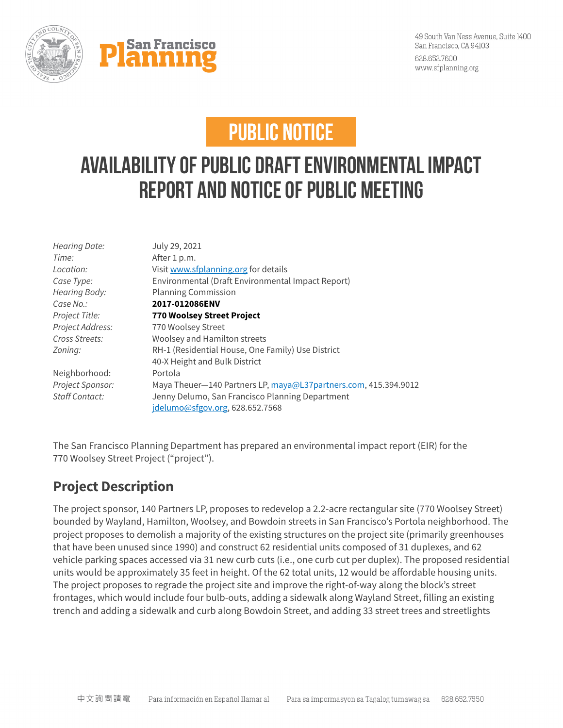San Francisco Planning

49 South Van Ness Avenue, Suite 1400
San Francisco, CA 94103
628.652.7600
www.sfplanning.org

# PUBLIC NOTICE

# AVAILABILITY OF PUBLIC DRAFT ENVIRONMENTAL IMPACT REPORT AND NOTICE OF PUBLIC MEETING

| | |
|---|---|
| *Hearing Date:* | July 29, 2021 |
| *Time:* | After 1 p.m. |
| *Location:* | Visit www.sfplanning.org for details |
| *Case Type:* | Environmental (Draft Environmental Impact Report) |
| *Hearing Body:* | Planning Commission |
| *Case No.:* | **2017-012086ENV** |
| *Project Title:* | **770 Woolsey Street Project** |
| *Project Address:* | 770 Woolsey Street |
| *Cross Streets:* | Woolsey and Hamilton streets |
| *Zoning:* | RH-1 (Residential House, One Family) Use District<br>40-X Height and Bulk District |
| Neighborhood: | Portola |
| *Project Sponsor:* | Maya Theuer—140 Partners LP, maya@L37partners.com, 415.394.9012 |
| *Staff Contact:* | Jenny Delumo, San Francisco Planning Department<br>jdelumo@sfgov.org, 628.652.7568 |

The San Francisco Planning Department has prepared an environmental impact report (EIR) for the 770 Woolsey Street Project ("project").

## Project Description

The project sponsor, 140 Partners LP, proposes to redevelop a 2.2-acre rectangular site (770 Woolsey Street) bounded by Wayland, Hamilton, Woolsey, and Bowdoin streets in San Francisco's Portola neighborhood. The project proposes to demolish a majority of the existing structures on the project site (primarily greenhouses that have been unused since 1990) and construct 62 residential units composed of 31 duplexes, and 62 vehicle parking spaces accessed via 31 new curb cuts (i.e., one curb cut per duplex). The proposed residential units would be approximately 35 feet in height. Of the 62 total units, 12 would be affordable housing units. The project proposes to regrade the project site and improve the right-of-way along the block's street frontages, which would include four bulb-outs, adding a sidewalk along Wayland Street, filling an existing trench and adding a sidewalk and curb along Bowdoin Street, and adding 33 street trees and streetlights

中文詢問請電 Para información en Español llamar al Para sa impormasyon sa Tagalog tumawag sa 628.652.7550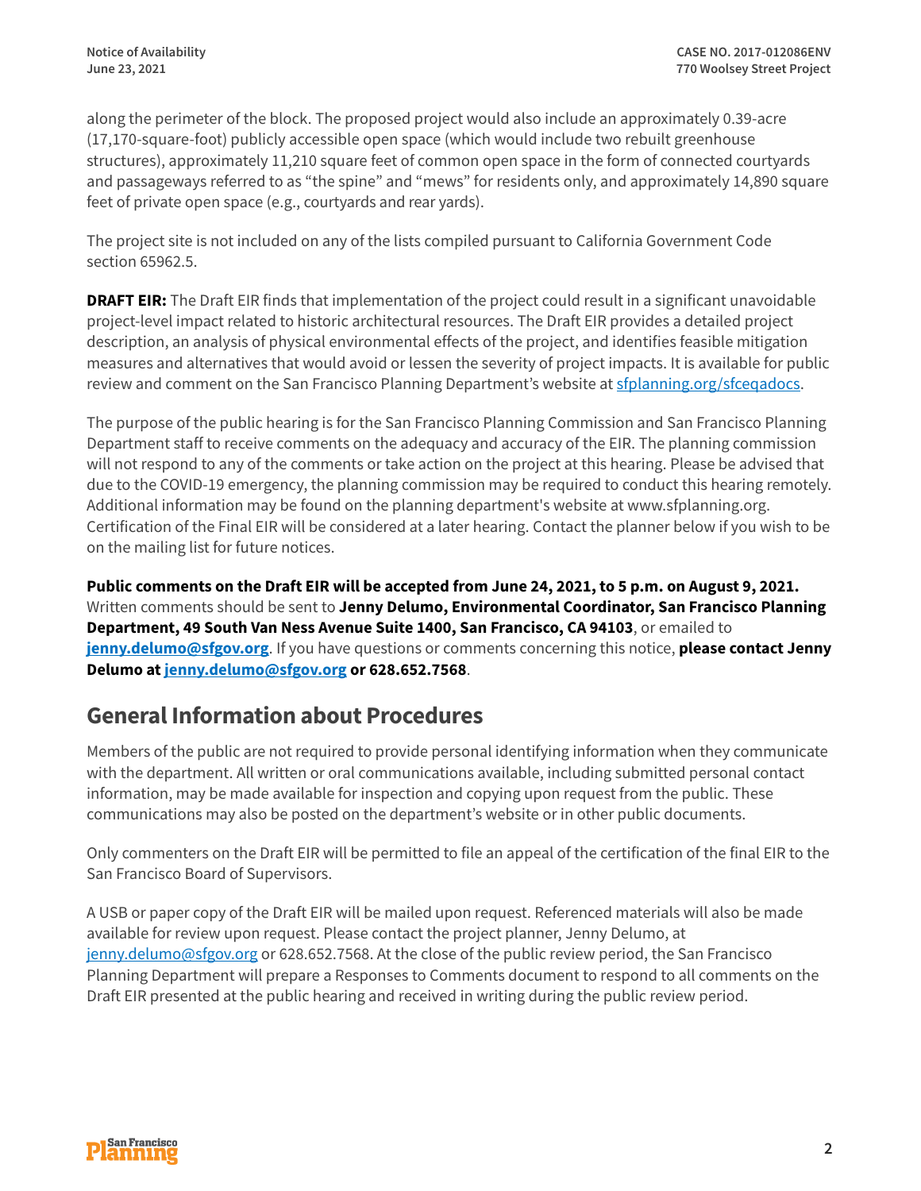along the perimeter of the block. The proposed project would also include an approximately 0.39-acre (17,170-square-foot) publicly accessible open space (which would include two rebuilt greenhouse structures), approximately 11,210 square feet of common open space in the form of connected courtyards and passageways referred to as "the spine" and "mews" for residents only, and approximately 14,890 square feet of private open space (e.g., courtyards and rear yards).

The project site is not included on any of the lists compiled pursuant to California Government Code section 65962.5.

**DRAFT EIR:** The Draft EIR finds that implementation of the project could result in a significant unavoidable project-level impact related to historic architectural resources. The Draft EIR provides a detailed project description, an analysis of physical environmental effects of the project, and identifies feasible mitigation measures and alternatives that would avoid or lessen the severity of project impacts. It is available for public review and comment on the San Francisco Planning Department's website at [sfplanning.org/sfceqadocs](sfplanning.org/sfceqadocs).

The purpose of the public hearing is for the San Francisco Planning Commission and San Francisco Planning Department staff to receive comments on the adequacy and accuracy of the EIR. The planning commission will not respond to any of the comments or take action on the project at this hearing. Please be advised that due to the COVID-19 emergency, the planning commission may be required to conduct this hearing remotely. Additional information may be found on the planning department's website at www.sfplanning.org. Certification of the Final EIR will be considered at a later hearing. Contact the planner below if you wish to be on the mailing list for future notices.

**Public comments on the Draft EIR will be accepted from June 24, 2021, to 5 p.m. on August 9, 2021.** Written comments should be sent to **Jenny Delumo, Environmental Coordinator, San Francisco Planning Department, 49 South Van Ness Avenue Suite 1400, San Francisco, CA 94103**, or emailed to **jenny.delumo@sfgov.org**. If you have questions or comments concerning this notice, **please contact Jenny Delumo at jenny.delumo@sfgov.org or 628.652.7568**.

## General Information about Procedures

Members of the public are not required to provide personal identifying information when they communicate with the department. All written or oral communications available, including submitted personal contact information, may be made available for inspection and copying upon request from the public. These communications may also be posted on the department's website or in other public documents.

Only commenters on the Draft EIR will be permitted to file an appeal of the certification of the final EIR to the San Francisco Board of Supervisors.

A USB or paper copy of the Draft EIR will be mailed upon request. Referenced materials will also be made available for review upon request. Please contact the project planner, Jenny Delumo, at jenny.delumo@sfgov.org or 628.652.7568. At the close of the public review period, the San Francisco Planning Department will prepare a Responses to Comments document to respond to all comments on the Draft EIR presented at the public hearing and received in writing during the public review period.